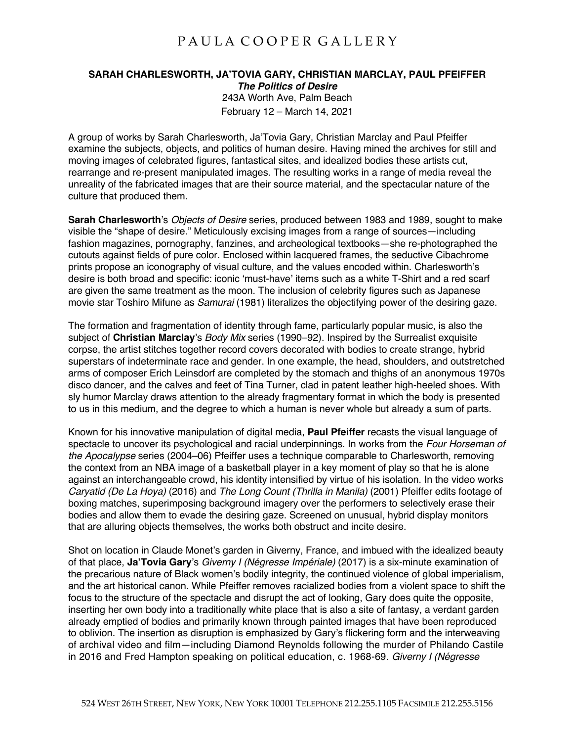# PAULA COOPER GALLERY

**SARAH CHARLESWORTH, JA'TOVIA GARY, CHRISTIAN MARCLAY, PAUL PFEIFFER**
***The Politics of Desire***
243A Worth Ave, Palm Beach
February 12 – March 14, 2021

A group of works by Sarah Charlesworth, Ja'Tovia Gary, Christian Marclay and Paul Pfeiffer examine the subjects, objects, and politics of human desire. Having mined the archives for still and moving images of celebrated figures, fantastical sites, and idealized bodies these artists cut, rearrange and re-present manipulated images. The resulting works in a range of media reveal the unreality of the fabricated images that are their source material, and the spectacular nature of the culture that produced them.

**Sarah Charlesworth**'s *Objects of Desire* series, produced between 1983 and 1989, sought to make visible the "shape of desire." Meticulously excising images from a range of sources—including fashion magazines, pornography, fanzines, and archeological textbooks—she re-photographed the cutouts against fields of pure color. Enclosed within lacquered frames, the seductive Cibachrome prints propose an iconography of visual culture, and the values encoded within. Charlesworth's desire is both broad and specific: iconic 'must-have' items such as a white T-Shirt and a red scarf are given the same treatment as the moon. The inclusion of celebrity figures such as Japanese movie star Toshiro Mifune as *Samurai* (1981) literalizes the objectifying power of the desiring gaze.

The formation and fragmentation of identity through fame, particularly popular music, is also the subject of **Christian Marclay**'s *Body Mix* series (1990–92). Inspired by the Surrealist exquisite corpse, the artist stitches together record covers decorated with bodies to create strange, hybrid superstars of indeterminate race and gender. In one example, the head, shoulders, and outstretched arms of composer Erich Leinsdorf are completed by the stomach and thighs of an anonymous 1970s disco dancer, and the calves and feet of Tina Turner, clad in patent leather high-heeled shoes. With sly humor Marclay draws attention to the already fragmentary format in which the body is presented to us in this medium, and the degree to which a human is never whole but already a sum of parts.

Known for his innovative manipulation of digital media, **Paul Pfeiffer** recasts the visual language of spectacle to uncover its psychological and racial underpinnings. In works from the *Four Horseman of the Apocalypse* series (2004–06) Pfeiffer uses a technique comparable to Charlesworth, removing the context from an NBA image of a basketball player in a key moment of play so that he is alone against an interchangeable crowd, his identity intensified by virtue of his isolation. In the video works *Caryatid (De La Hoya)* (2016) and *The Long Count (Thrilla in Manila)* (2001) Pfeiffer edits footage of boxing matches, superimposing background imagery over the performers to selectively erase their bodies and allow them to evade the desiring gaze. Screened on unusual, hybrid display monitors that are alluring objects themselves, the works both obstruct and incite desire.

Shot on location in Claude Monet's garden in Giverny, France, and imbued with the idealized beauty of that place, **Ja'Tovia Gary**'s *Giverny I (Négresse Impériale)* (2017) is a six-minute examination of the precarious nature of Black women's bodily integrity, the continued violence of global imperialism, and the art historical canon. While Pfeiffer removes racialized bodies from a violent space to shift the focus to the structure of the spectacle and disrupt the act of looking, Gary does quite the opposite, inserting her own body into a traditionally white place that is also a site of fantasy, a verdant garden already emptied of bodies and primarily known through painted images that have been reproduced to oblivion. The insertion as disruption is emphasized by Gary's flickering form and the interweaving of archival video and film—including Diamond Reynolds following the murder of Philando Castile in 2016 and Fred Hampton speaking on political education, c. 1968-69. *Giverny I (Négresse*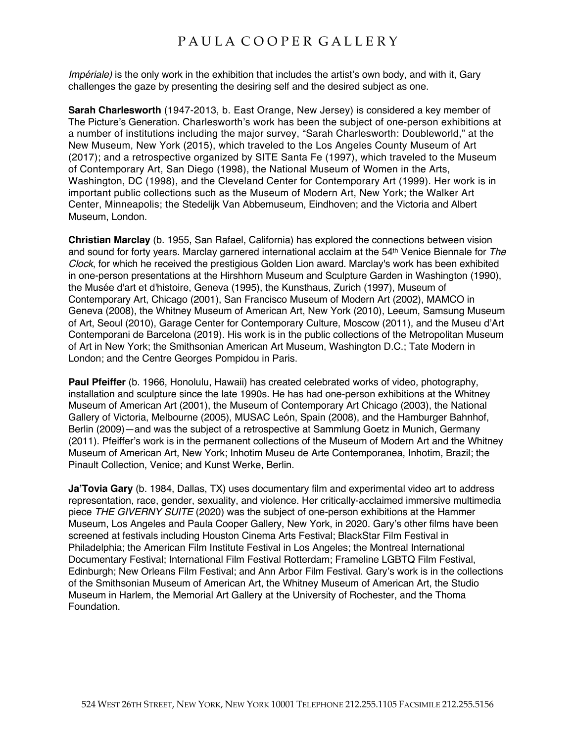*Impériale)* is the only work in the exhibition that includes the artist's own body, and with it, Gary challenges the gaze by presenting the desiring self and the desired subject as one.

**Sarah Charlesworth** (1947-2013, b. East Orange, New Jersey) is considered a key member of The Picture's Generation. Charlesworth's work has been the subject of one-person exhibitions at a number of institutions including the major survey, "Sarah Charlesworth: Doubleworld," at the New Museum, New York (2015), which traveled to the Los Angeles County Museum of Art (2017); and a retrospective organized by SITE Santa Fe (1997), which traveled to the Museum of Contemporary Art, San Diego (1998), the National Museum of Women in the Arts, Washington, DC (1998), and the Cleveland Center for Contemporary Art (1999). Her work is in important public collections such as the Museum of Modern Art, New York; the Walker Art Center, Minneapolis; the Stedelijk Van Abbemuseum, Eindhoven; and the Victoria and Albert Museum, London.

**Christian Marclay** (b. 1955, San Rafael, California) has explored the connections between vision and sound for forty years. Marclay garnered international acclaim at the 54th Venice Biennale for *The Clock*, for which he received the prestigious Golden Lion award. Marclay's work has been exhibited in one-person presentations at the Hirshhorn Museum and Sculpture Garden in Washington (1990), the Musée d'art et d'histoire, Geneva (1995), the Kunsthaus, Zurich (1997), Museum of Contemporary Art, Chicago (2001), San Francisco Museum of Modern Art (2002), MAMCO in Geneva (2008), the Whitney Museum of American Art, New York (2010), Leeum, Samsung Museum of Art, Seoul (2010), Garage Center for Contemporary Culture, Moscow (2011), and the Museu d'Art Contemporani de Barcelona (2019). His work is in the public collections of the Metropolitan Museum of Art in New York; the Smithsonian American Art Museum, Washington D.C.; Tate Modern in London; and the Centre Georges Pompidou in Paris.

**Paul Pfeiffer** (b. 1966, Honolulu, Hawaii) has created celebrated works of video, photography, installation and sculpture since the late 1990s. He has had one-person exhibitions at the Whitney Museum of American Art (2001), the Museum of Contemporary Art Chicago (2003), the National Gallery of Victoria, Melbourne (2005), MUSAC León, Spain (2008), and the Hamburger Bahnhof, Berlin (2009)—and was the subject of a retrospective at Sammlung Goetz in Munich, Germany (2011). Pfeiffer's work is in the permanent collections of the Museum of Modern Art and the Whitney Museum of American Art, New York; Inhotim Museu de Arte Contemporanea, Inhotim, Brazil; the Pinault Collection, Venice; and Kunst Werke, Berlin.

**Ja'Tovia Gary** (b. 1984, Dallas, TX) uses documentary film and experimental video art to address representation, race, gender, sexuality, and violence. Her critically-acclaimed immersive multimedia piece *THE GIVERNY SUITE* (2020) was the subject of one-person exhibitions at the Hammer Museum, Los Angeles and Paula Cooper Gallery, New York, in 2020. Gary's other films have been screened at festivals including Houston Cinema Arts Festival; BlackStar Film Festival in Philadelphia; the American Film Institute Festival in Los Angeles; the Montreal International Documentary Festival; International Film Festival Rotterdam; Frameline LGBTQ Film Festival, Edinburgh; New Orleans Film Festival; and Ann Arbor Film Festival. Gary's work is in the collections of the Smithsonian Museum of American Art, the Whitney Museum of American Art, the Studio Museum in Harlem, the Memorial Art Gallery at the University of Rochester, and the Thoma Foundation.